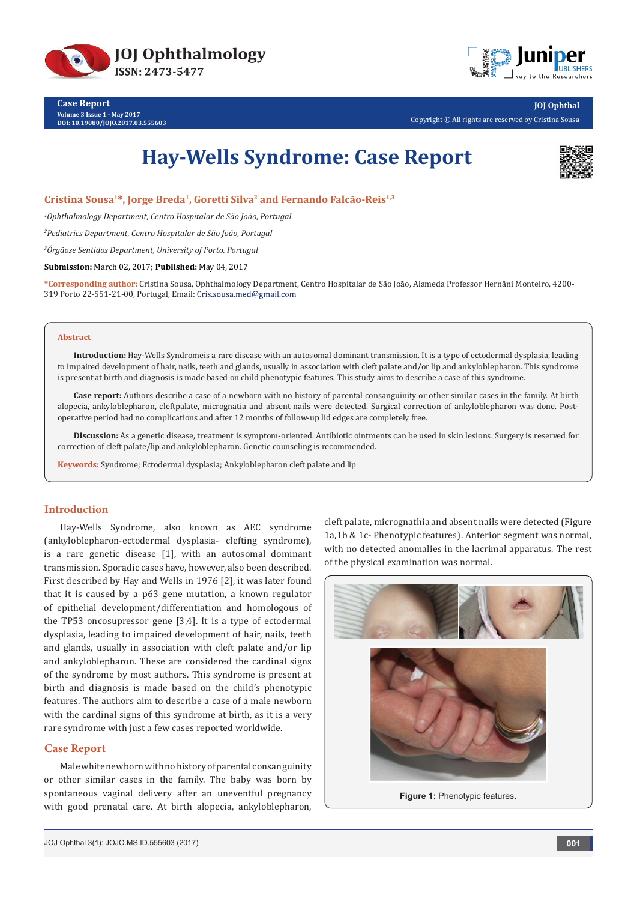# Hay-Wells Syndrome: Case Report

**Cristina Sousa[1]*, Jorge Breda[1], Goretti Silva[2] and Fernando Falcão-Reis[1,3]**

*[1]Ophthalmology Department, Centro Hospitalar de São João, Portugal*

*[2]Pediatrics Department, Centro Hospitalar de São João, Portugal*

*[3]Órgãose Sentidos Department, University of Porto, Portugal*

**Submission:** March 02, 2017; **Published:** May 04, 2017

**\*Corresponding author:** Cristina Sousa, Ophthalmology Department, Centro Hospitalar de São João, Alameda Professor Hernâni Monteiro, 4200-319 Porto 22-551-21-00, Portugal, Email: Cris.sousa.med@gmail.com

## Abstract

**Introduction:** Hay-Wells Syndromeis a rare disease with an autosomal dominant transmission. It is a type of ectodermal dysplasia, leading to impaired development of hair, nails, teeth and glands, usually in association with cleft palate and/or lip and ankyloblepharon. This syndrome is present at birth and diagnosis is made based on child phenotypic features. This study aims to describe a case of this syndrome.

**Case report:** Authors describe a case of a newborn with no history of parental consanguinity or other similar cases in the family. At birth alopecia, ankyloblepharon, cleftpalate, micrognatia and absent nails were detected. Surgical correction of ankyloblepharon was done. Post-operative period had no complications and after 12 months of follow-up lid edges are completely free.

**Discussion:** As a genetic disease, treatment is symptom-oriented. Antibiotic ointments can be used in skin lesions. Surgery is reserved for correction of cleft palate/lip and ankyloblepharon. Genetic counseling is recommended.

**Keywords:** Syndrome; Ectodermal dysplasia; Ankyloblepharon cleft palate and lip

## Introduction

Hay-Wells Syndrome, also known as AEC syndrome (ankyloblepharon-ectodermal dysplasia- clefting syndrome), is a rare genetic disease [1], with an autosomal dominant transmission. Sporadic cases have, however, also been described. First described by Hay and Wells in 1976 [2], it was later found that it is caused by a p63 gene mutation, a known regulator of epithelial development/differentiation and homologous of the TP53 oncosupressor gene [3,4]. It is a type of ectodermal dysplasia, leading to impaired development of hair, nails, teeth and glands, usually in association with cleft palate and/or lip and ankyloblepharon. These are considered the cardinal signs of the syndrome by most authors. This syndrome is present at birth and diagnosis is made based on the child's phenotypic features. The authors aim to describe a case of a male newborn with the cardinal signs of this syndrome at birth, as it is a very rare syndrome with just a few cases reported worldwide.

## Case Report

Male white newborn with no history of parental consanguinity or other similar cases in the family. The baby was born by spontaneous vaginal delivery after an uneventful pregnancy with good prenatal care. At birth alopecia, ankyloblepharon, cleft palate, micrognathia and absent nails were detected (Figure 1a,1b & 1c- Phenotypic features). Anterior segment was normal, with no detected anomalies in the lacrimal apparatus. The rest of the physical examination was normal.

**Figure 1:** Phenotypic features.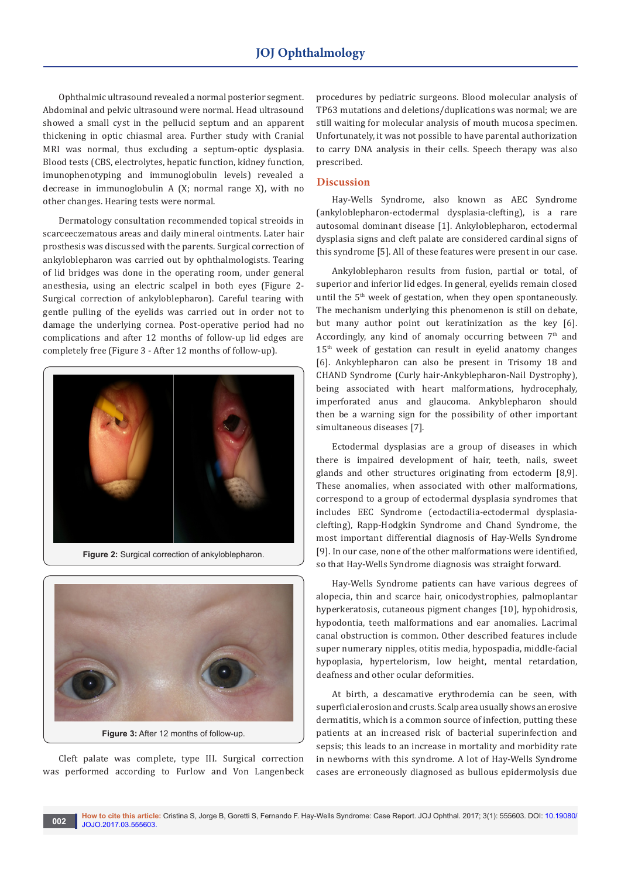Ophthalmic ultrasound revealed a normal posterior segment. Abdominal and pelvic ultrasound were normal. Head ultrasound showed a small cyst in the pellucid septum and an apparent thickening in optic chiasmal area. Further study with Cranial MRI was normal, thus excluding a septum-optic dysplasia. Blood tests (CBS, electrolytes, hepatic function, kidney function, imunophenotyping and immunoglobulin levels) revealed a decrease in immunoglobulin A (X; normal range X), with no other changes. Hearing tests were normal.

Dermatology consultation recommended topical streoids in scarceeczematous areas and daily mineral ointments. Later hair prosthesis was discussed with the parents. Surgical correction of ankyloblepharon was carried out by ophthalmologists. Tearing of lid bridges was done in the operating room, under general anesthesia, using an electric scalpel in both eyes (Figure 2- Surgical correction of ankyloblepharon). Careful tearing with gentle pulling of the eyelids was carried out in order not to damage the underlying cornea. Post-operative period had no complications and after 12 months of follow-up lid edges are completely free (Figure 3 - After 12 months of follow-up).

**Figure 2:** Surgical correction of ankyloblepharon.

**Figure 3:** After 12 months of follow-up.

Cleft palate was complete, type III. Surgical correction was performed according to Furlow and Von Langenbeck procedures by pediatric surgeons. Blood molecular analysis of TP63 mutations and deletions/duplications was normal; we are still waiting for molecular analysis of mouth mucosa specimen. Unfortunately, it was not possible to have parental authorization to carry DNA analysis in their cells. Speech therapy was also prescribed.

## Discussion

Hay-Wells Syndrome, also known as AEC Syndrome (ankyloblepharon-ectodermal dysplasia-clefting), is a rare autosomal dominant disease [1]. Ankyloblepharon, ectodermal dysplasia signs and cleft palate are considered cardinal signs of this syndrome [5]. All of these features were present in our case.

Ankyloblepharon results from fusion, partial or total, of superior and inferior lid edges. In general, eyelids remain closed until the 5th week of gestation, when they open spontaneously. The mechanism underlying this phenomenon is still on debate, but many author point out keratinization as the key [6]. Accordingly, any kind of anomaly occurring between 7th and 15th week of gestation can result in eyelid anatomy changes [6]. Ankyblepharon can also be present in Trisomy 18 and CHAND Syndrome (Curly hair-Ankyblepharon-Nail Dystrophy), being associated with heart malformations, hydrocephaly, imperforated anus and glaucoma. Ankyblepharon should then be a warning sign for the possibility of other important simultaneous diseases [7].

Ectodermal dysplasias are a group of diseases in which there is impaired development of hair, teeth, nails, sweet glands and other structures originating from ectoderm [8,9]. These anomalies, when associated with other malformations, correspond to a group of ectodermal dysplasia syndromes that includes EEC Syndrome (ectodactilia-ectodermal dysplasia-clefting), Rapp-Hodgkin Syndrome and Chand Syndrome, the most important differential diagnosis of Hay-Wells Syndrome [9]. In our case, none of the other malformations were identified, so that Hay-Wells Syndrome diagnosis was straight forward.

Hay-Wells Syndrome patients can have various degrees of alopecia, thin and scarce hair, onicodystrophies, palmoplantar hyperkeratosis, cutaneous pigment changes [10], hypohidrosis, hypodontia, teeth malformations and ear anomalies. Lacrimal canal obstruction is common. Other described features include super numerary nipples, otitis media, hypospadia, middle-facial hypoplasia, hypertelorism, low height, mental retardation, deafness and other ocular deformities.

At birth, a descamative erythrodemia can be seen, with superficial erosion and crusts. Scalp area usually shows an erosive dermatitis, which is a common source of infection, putting these patients at an increased risk of bacterial superinfection and sepsis; this leads to an increase in mortality and morbidity rate in newborns with this syndrome. A lot of Hay-Wells Syndrome cases are erroneously diagnosed as bullous epidermolysis due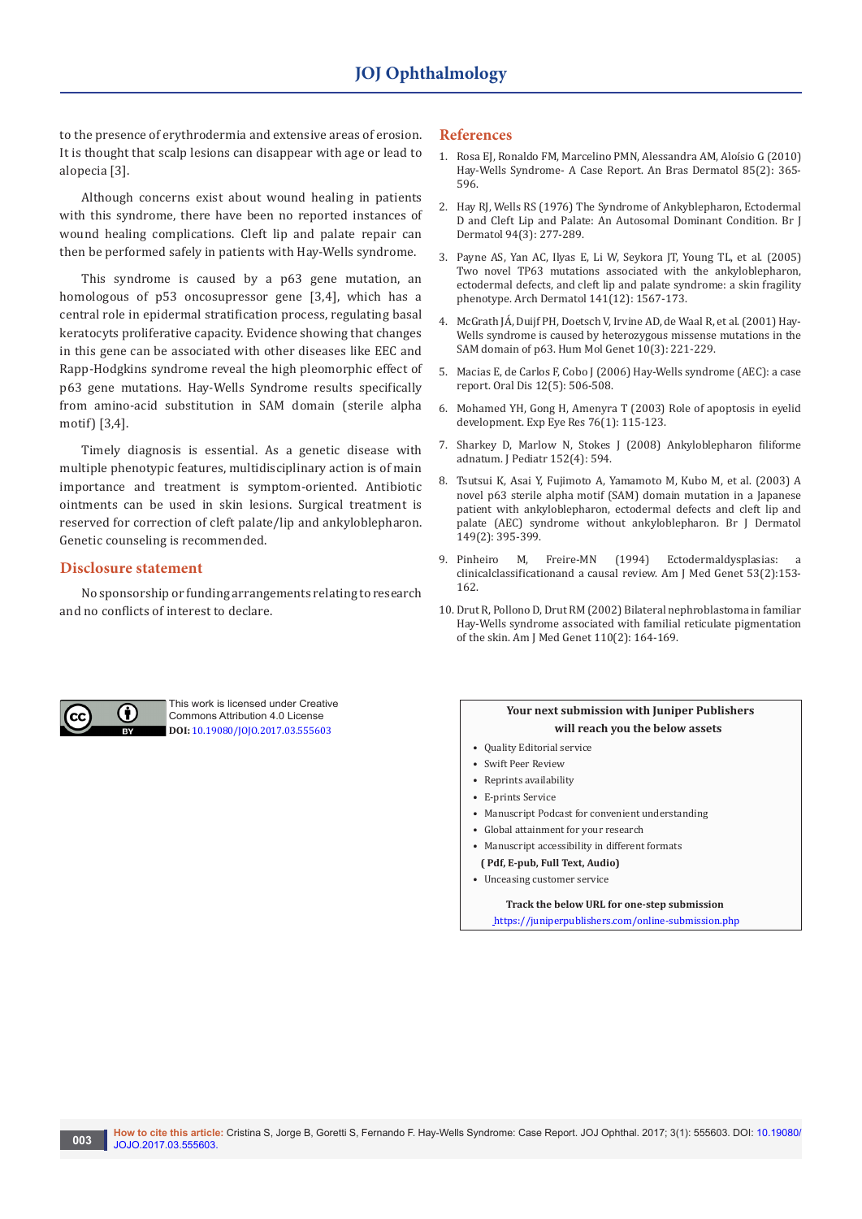to the presence of erythrodermia and extensive areas of erosion. It is thought that scalp lesions can disappear with age or lead to alopecia [3].

Although concerns exist about wound healing in patients with this syndrome, there have been no reported instances of wound healing complications. Cleft lip and palate repair can then be performed safely in patients with Hay-Wells syndrome.

This syndrome is caused by a p63 gene mutation, an homologous of p53 oncosupressor gene [3,4], which has a central role in epidermal stratification process, regulating basal keratocyts proliferative capacity. Evidence showing that changes in this gene can be associated with other diseases like EEC and Rapp-Hodgkins syndrome reveal the high pleomorphic effect of p63 gene mutations. Hay-Wells Syndrome results specifically from amino-acid substitution in SAM domain (sterile alpha motif) [3,4].

Timely diagnosis is essential. As a genetic disease with multiple phenotypic features, multidisciplinary action is of main importance and treatment is symptom-oriented. Antibiotic ointments can be used in skin lesions. Surgical treatment is reserved for correction of cleft palate/lip and ankyloblepharon. Genetic counseling is recommended.

## Disclosure statement

No sponsorship or funding arrangements relating to research and no conflicts of interest to declare.

## References

1. Rosa EJ, Ronaldo FM, Marcelino PMN, Alessandra AM, Aloísio G (2010) Hay-Wells Syndrome- A Case Report. An Bras Dermatol 85(2): 365-596.
2. Hay RJ, Wells RS (1976) The Syndrome of Ankyblepharon, Ectodermal D and Cleft Lip and Palate: An Autosomal Dominant Condition. Br J Dermatol 94(3): 277-289.
3. Payne AS, Yan AC, Ilyas E, Li W, Seykora JT, Young TL, et al. (2005) Two novel TP63 mutations associated with the ankyloblepharon, ectodermal defects, and cleft lip and palate syndrome: a skin fragility phenotype. Arch Dermatol 141(12): 1567-173.
4. McGrath JÁ, Duijf PH, Doetsch V, Irvine AD, de Waal R, et al. (2001) Hay-Wells syndrome is caused by heterozygous missense mutations in the SAM domain of p63. Hum Mol Genet 10(3): 221-229.
5. Macias E, de Carlos F, Cobo J (2006) Hay-Wells syndrome (AEC): a case report. Oral Dis 12(5): 506-508.
6. Mohamed YH, Gong H, Amenyra T (2003) Role of apoptosis in eyelid development. Exp Eye Res 76(1): 115-123.
7. Sharkey D, Marlow N, Stokes J (2008) Ankyloblepharon filiforme adnatum. J Pediatr 152(4): 594.
8. Tsutsui K, Asai Y, Fujimoto A, Yamamoto M, Kubo M, et al. (2003) A novel p63 sterile alpha motif (SAM) domain mutation in a Japanese patient with ankyloblepharon, ectodermal defects and cleft lip and palate (AEC) syndrome without ankyloblepharon. Br J Dermatol 149(2): 395-399.
9. Pinheiro M, Freire-MN (1994) Ectodermaldysplasias: a clinicalclassificationand a causal review. Am J Med Genet 53(2):153-162.
10. Drut R, Pollono D, Drut RM (2002) Bilateral nephroblastoma in familiar Hay-Wells syndrome associated with familial reticulate pigmentation of the skin. Am J Med Genet 110(2): 164-169.

This work is licensed under Creative Commons Attribution 4.0 License
**DOI:** 10.19080/JOJO.2017.03.555603

**Your next submission with Juniper Publishers will reach you the below assets**

- Quality Editorial service
- Swift Peer Review
- Reprints availability
- E-prints Service
- Manuscript Podcast for convenient understanding
- Global attainment for your research
- Manuscript accessibility in different formats

**( Pdf, E-pub, Full Text, Audio)**

- Unceasing customer service

**Track the below URL for one-step submission**

https://juniperpublishers.com/online-submission.php

**How to cite this article:** Cristina S, Jorge B, Goretti S, Fernando F. Hay-Wells Syndrome: Case Report. JOJ Ophthal. 2017; 3(1): 555603. DOI: 10.19080/JOJO.2017.03.555603.